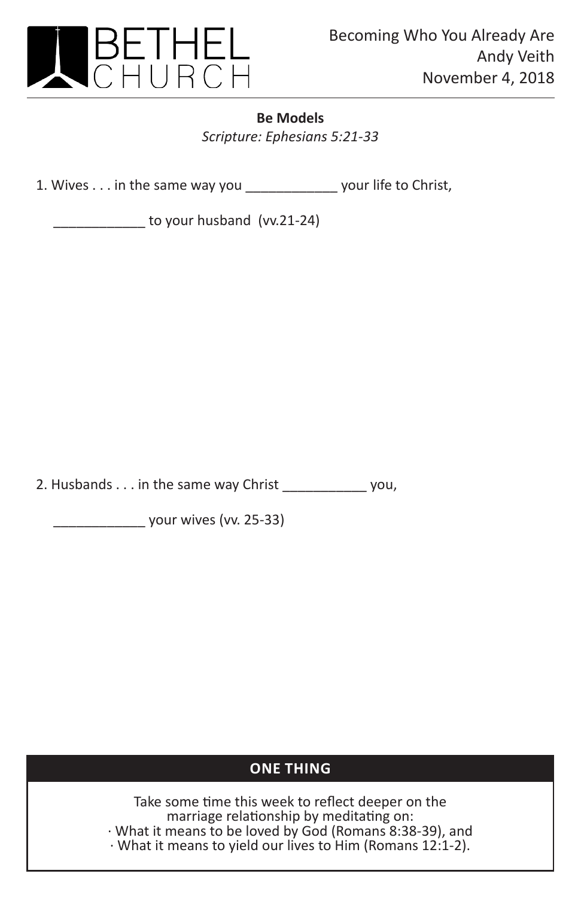# BETHEL CHURCH

Becoming Who You Already Are
Andy Veith
November 4, 2018

**Be Models**

*Scripture: Ephesians 5:21-33*

1. Wives . . . in the same way you ____________ your life to Christ,

   ____________ to your husband (vv.21-24)

2. Husbands . . . in the same way Christ ___________ you,

   ____________ your wives (vv. 25-33)

**ONE THING**

Take some time this week to reflect deeper on the marriage relationship by meditating on:

· What it means to be loved by God (Romans 8:38-39), and

· What it means to yield our lives to Him (Romans 12:1-2).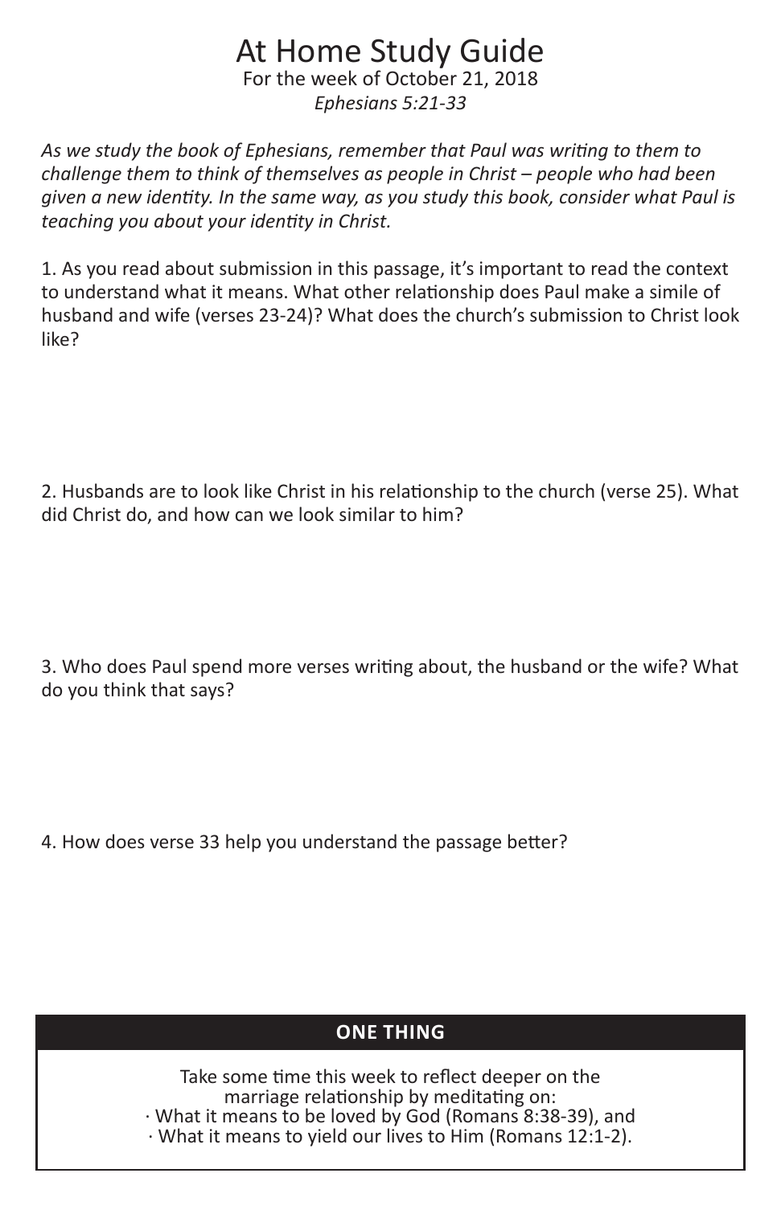# At Home Study Guide

For the week of October 21, 2018

*Ephesians 5:21-33*

*As we study the book of Ephesians, remember that Paul was writing to them to challenge them to think of themselves as people in Christ – people who had been given a new identity. In the same way, as you study this book, consider what Paul is teaching you about your identity in Christ.*

1. As you read about submission in this passage, it's important to read the context to understand what it means. What other relationship does Paul make a simile of husband and wife (verses 23-24)? What does the church's submission to Christ look like?

2. Husbands are to look like Christ in his relationship to the church (verse 25). What did Christ do, and how can we look similar to him?

3. Who does Paul spend more verses writing about, the husband or the wife? What do you think that says?

4. How does verse 33 help you understand the passage better?

## ONE THING

Take some time this week to reflect deeper on the marriage relationship by meditating on:

- What it means to be loved by God (Romans 8:38-39), and
- What it means to yield our lives to Him (Romans 12:1-2).